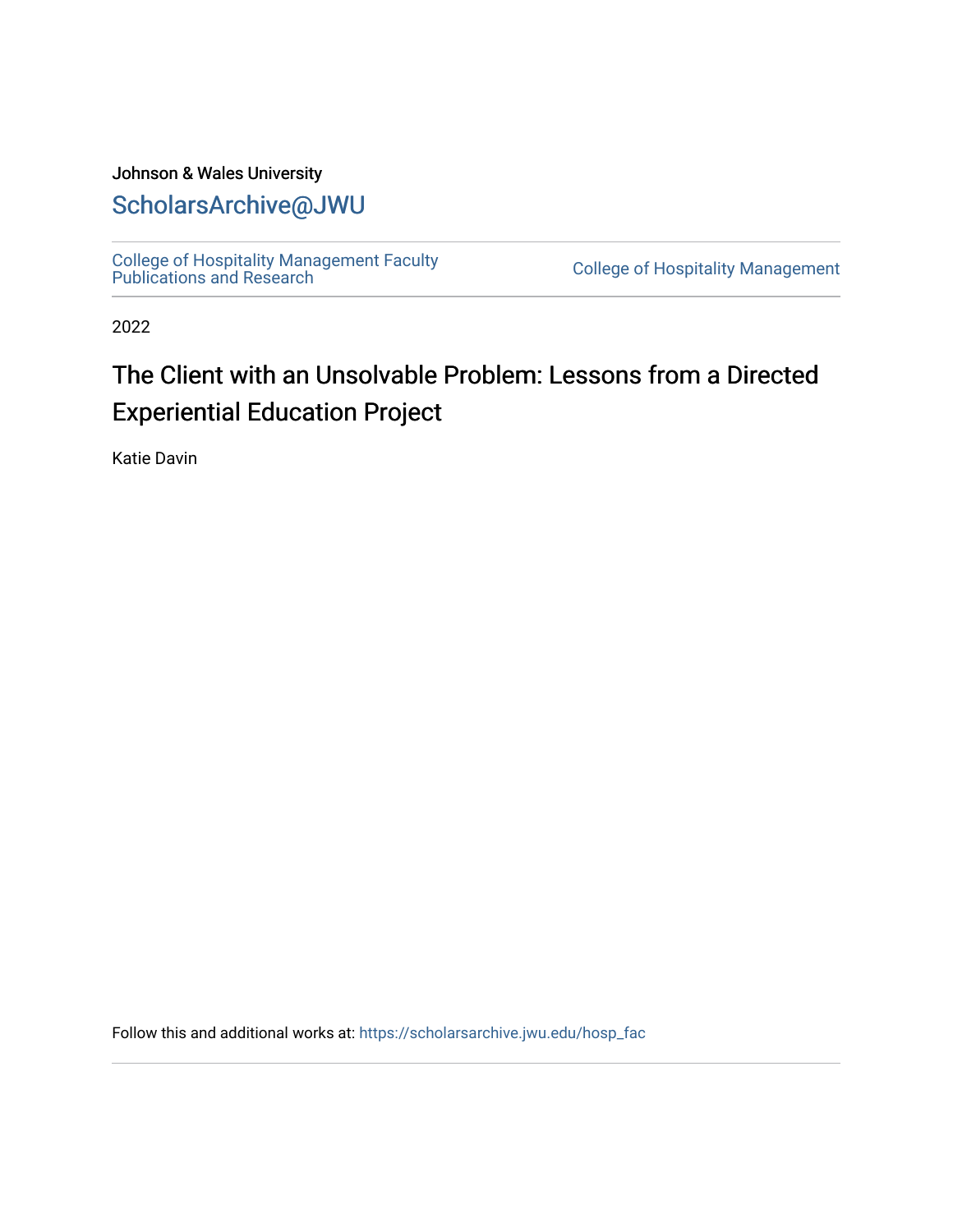Johnson & Wales University

ScholarsArchive@JWU

College of Hospitality Management Faculty Publications and Research

College of Hospitality Management

2022

# The Client with an Unsolvable Problem: Lessons from a Directed Experiential Education Project

Katie Davin

Follow this and additional works at: https://scholarsarchive.jwu.edu/hosp_fac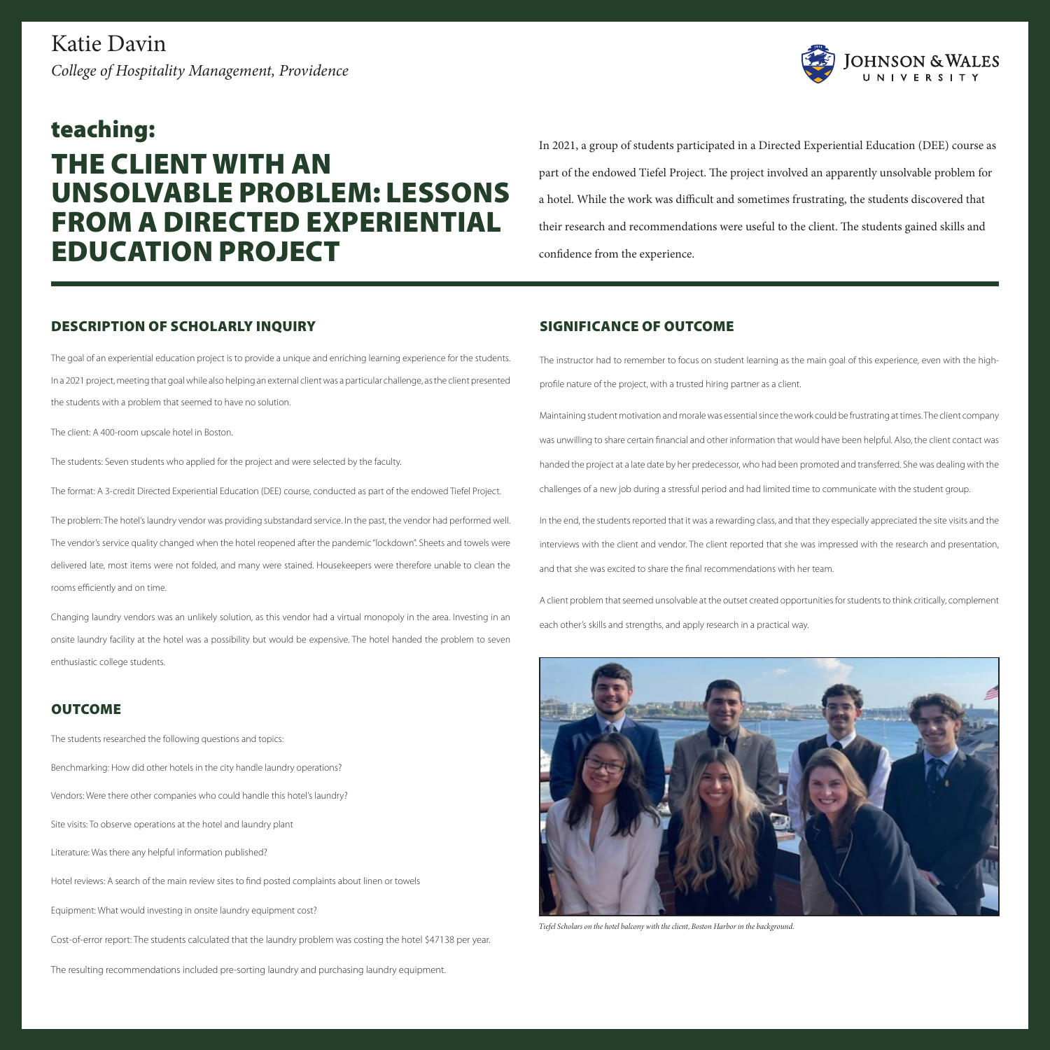Katie Davin

*College of Hospitality Management, Providence*

## teaching:

# THE CLIENT WITH AN UNSOLVABLE PROBLEM: LESSONS FROM A DIRECTED EXPERIENTIAL EDUCATION PROJECT

In 2021, a group of students participated in a Directed Experiential Education (DEE) course as part of the endowed Tiefel Project. The project involved an apparently unsolvable problem for a hotel. While the work was difficult and sometimes frustrating, the students discovered that their research and recommendations were useful to the client. The students gained skills and confidence from the experience.

## DESCRIPTION OF SCHOLARLY INQUIRY

The goal of an experiential education project is to provide a unique and enriching learning experience for the students. In a 2021 project, meeting that goal while also helping an external client was a particular challenge, as the client presented the students with a problem that seemed to have no solution.

The client: A 400-room upscale hotel in Boston.

The students: Seven students who applied for the project and were selected by the faculty.

The format: A 3-credit Directed Experiential Education (DEE) course, conducted as part of the endowed Tiefel Project.

The problem: The hotel's laundry vendor was providing substandard service. In the past, the vendor had performed well. The vendor's service quality changed when the hotel reopened after the pandemic "lockdown". Sheets and towels were delivered late, most items were not folded, and many were stained. Housekeepers were therefore unable to clean the rooms efficiently and on time.

Changing laundry vendors was an unlikely solution, as this vendor had a virtual monopoly in the area. Investing in an onsite laundry facility at the hotel was a possibility but would be expensive. The hotel handed the problem to seven enthusiastic college students.

## OUTCOME

The students researched the following questions and topics:

Benchmarking: How did other hotels in the city handle laundry operations?

Vendors: Were there other companies who could handle this hotel's laundry?

Site visits: To observe operations at the hotel and laundry plant

Literature: Was there any helpful information published?

Hotel reviews: A search of the main review sites to find posted complaints about linen or towels

Equipment: What would investing in onsite laundry equipment cost?

Cost-of-error report: The students calculated that the laundry problem was costing the hotel $47138 per year.

The resulting recommendations included pre-sorting laundry and purchasing laundry equipment.

## SIGNIFICANCE OF OUTCOME

The instructor had to remember to focus on student learning as the main goal of this experience, even with the high-profile nature of the project, with a trusted hiring partner as a client.

Maintaining student motivation and morale was essential since the work could be frustrating at times. The client company was unwilling to share certain financial and other information that would have been helpful. Also, the client contact was handed the project at a late date by her predecessor, who had been promoted and transferred. She was dealing with the challenges of a new job during a stressful period and had limited time to communicate with the student group.

In the end, the students reported that it was a rewarding class, and that they especially appreciated the site visits and the interviews with the client and vendor. The client reported that she was impressed with the research and presentation, and that she was excited to share the final recommendations with her team.

A client problem that seemed unsolvable at the outset created opportunities for students to think critically, complement each other's skills and strengths, and apply research in a practical way.

*Tiefel Scholars on the hotel balcony with the client, Boston Harbor in the background.*